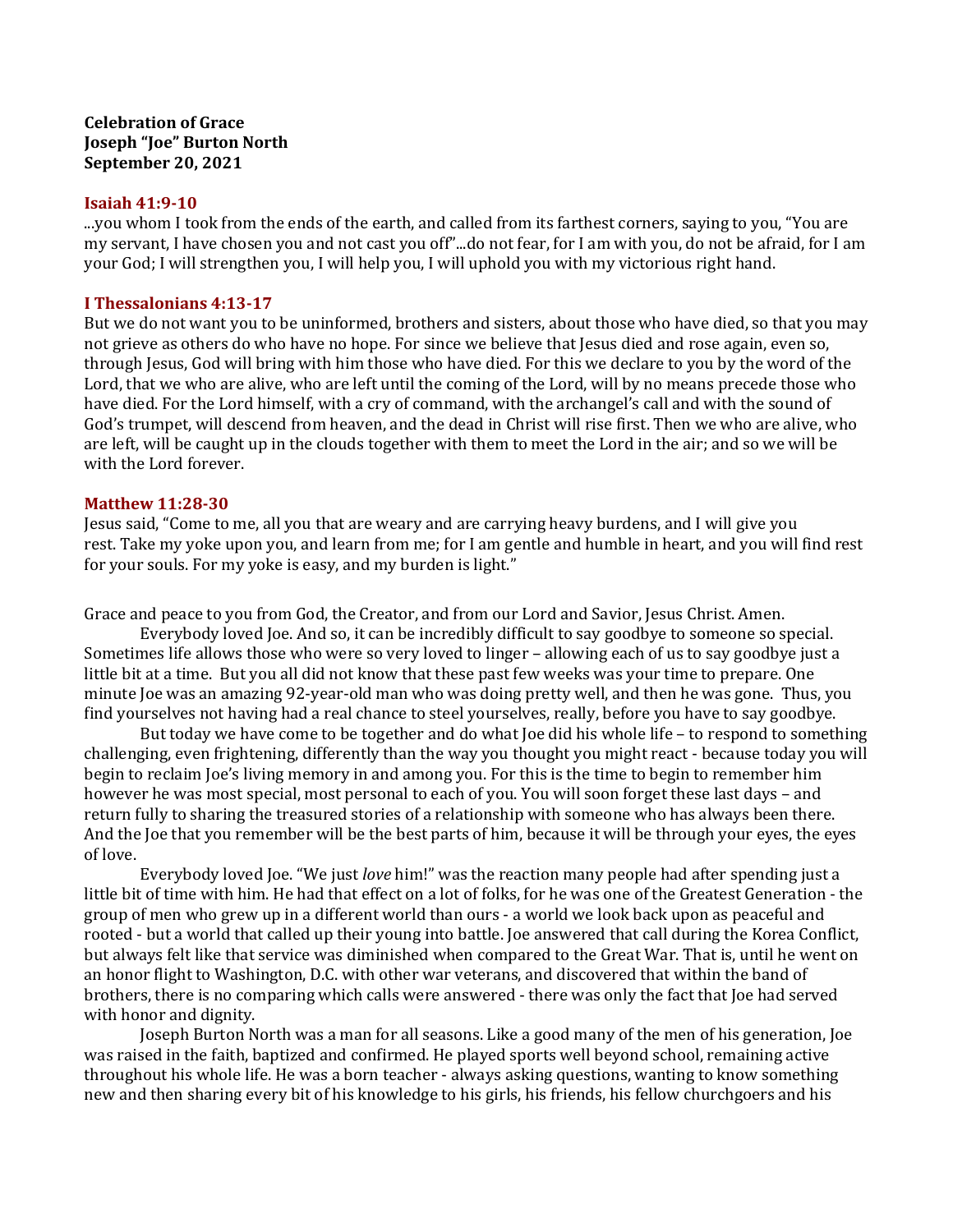**Celebration of Grace**
**Joseph "Joe" Burton North**
**September 20, 2021**

### Isaiah 41:9-10

...you whom I took from the ends of the earth, and called from its farthest corners, saying to you, "You are my servant, I have chosen you and not cast you off"...do not fear, for I am with you, do not be afraid, for I am your God; I will strengthen you, I will help you, I will uphold you with my victorious right hand.

### I Thessalonians 4:13-17

But we do not want you to be uninformed, brothers and sisters, about those who have died, so that you may not grieve as others do who have no hope. For since we believe that Jesus died and rose again, even so, through Jesus, God will bring with him those who have died. For this we declare to you by the word of the Lord, that we who are alive, who are left until the coming of the Lord, will by no means precede those who have died. For the Lord himself, with a cry of command, with the archangel's call and with the sound of God's trumpet, will descend from heaven, and the dead in Christ will rise first. Then we who are alive, who are left, will be caught up in the clouds together with them to meet the Lord in the air; and so we will be with the Lord forever.

### Matthew 11:28-30

Jesus said, "Come to me, all you that are weary and are carrying heavy burdens, and I will give you rest. Take my yoke upon you, and learn from me; for I am gentle and humble in heart, and you will find rest for your souls. For my yoke is easy, and my burden is light."

Grace and peace to you from God, the Creator, and from our Lord and Savior, Jesus Christ. Amen.

Everybody loved Joe. And so, it can be incredibly difficult to say goodbye to someone so special. Sometimes life allows those who were so very loved to linger – allowing each of us to say goodbye just a little bit at a time. But you all did not know that these past few weeks was your time to prepare. One minute Joe was an amazing 92-year-old man who was doing pretty well, and then he was gone. Thus, you find yourselves not having had a real chance to steel yourselves, really, before you have to say goodbye.

But today we have come to be together and do what Joe did his whole life – to respond to something challenging, even frightening, differently than the way you thought you might react - because today you will begin to reclaim Joe's living memory in and among you. For this is the time to begin to remember him however he was most special, most personal to each of you. You will soon forget these last days – and return fully to sharing the treasured stories of a relationship with someone who has always been there. And the Joe that you remember will be the best parts of him, because it will be through your eyes, the eyes of love.

Everybody loved Joe. "We just *love* him!" was the reaction many people had after spending just a little bit of time with him. He had that effect on a lot of folks, for he was one of the Greatest Generation - the group of men who grew up in a different world than ours - a world we look back upon as peaceful and rooted - but a world that called up their young into battle. Joe answered that call during the Korea Conflict, but always felt like that service was diminished when compared to the Great War. That is, until he went on an honor flight to Washington, D.C. with other war veterans, and discovered that within the band of brothers, there is no comparing which calls were answered - there was only the fact that Joe had served with honor and dignity.

Joseph Burton North was a man for all seasons. Like a good many of the men of his generation, Joe was raised in the faith, baptized and confirmed. He played sports well beyond school, remaining active throughout his whole life. He was a born teacher - always asking questions, wanting to know something new and then sharing every bit of his knowledge to his girls, his friends, his fellow churchgoers and his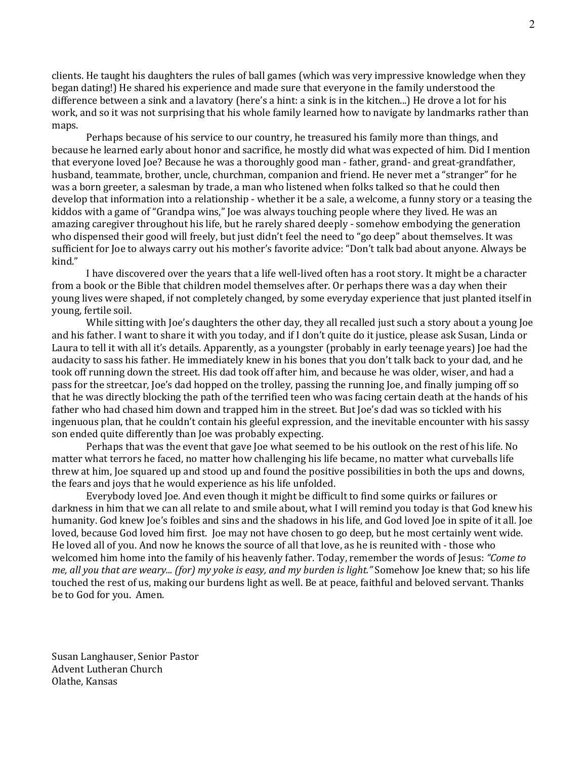clients. He taught his daughters the rules of ball games (which was very impressive knowledge when they began dating!) He shared his experience and made sure that everyone in the family understood the difference between a sink and a lavatory (here's a hint: a sink is in the kitchen...) He drove a lot for his work, and so it was not surprising that his whole family learned how to navigate by landmarks rather than maps.

Perhaps because of his service to our country, he treasured his family more than things, and because he learned early about honor and sacrifice, he mostly did what was expected of him. Did I mention that everyone loved Joe? Because he was a thoroughly good man - father, grand- and great-grandfather, husband, teammate, brother, uncle, churchman, companion and friend. He never met a "stranger" for he was a born greeter, a salesman by trade, a man who listened when folks talked so that he could then develop that information into a relationship - whether it be a sale, a welcome, a funny story or a teasing the kiddos with a game of "Grandpa wins," Joe was always touching people where they lived. He was an amazing caregiver throughout his life, but he rarely shared deeply - somehow embodying the generation who dispensed their good will freely, but just didn't feel the need to "go deep" about themselves. It was sufficient for Joe to always carry out his mother's favorite advice: "Don't talk bad about anyone. Always be kind."

I have discovered over the years that a life well-lived often has a root story. It might be a character from a book or the Bible that children model themselves after. Or perhaps there was a day when their young lives were shaped, if not completely changed, by some everyday experience that just planted itself in young, fertile soil.

While sitting with Joe's daughters the other day, they all recalled just such a story about a young Joe and his father. I want to share it with you today, and if I don't quite do it justice, please ask Susan, Linda or Laura to tell it with all it's details. Apparently, as a youngster (probably in early teenage years) Joe had the audacity to sass his father. He immediately knew in his bones that you don't talk back to your dad, and he took off running down the street. His dad took off after him, and because he was older, wiser, and had a pass for the streetcar, Joe's dad hopped on the trolley, passing the running Joe, and finally jumping off so that he was directly blocking the path of the terrified teen who was facing certain death at the hands of his father who had chased him down and trapped him in the street. But Joe's dad was so tickled with his ingenuous plan, that he couldn't contain his gleeful expression, and the inevitable encounter with his sassy son ended quite differently than Joe was probably expecting.

Perhaps that was the event that gave Joe what seemed to be his outlook on the rest of his life. No matter what terrors he faced, no matter how challenging his life became, no matter what curveballs life threw at him, Joe squared up and stood up and found the positive possibilities in both the ups and downs, the fears and joys that he would experience as his life unfolded.

Everybody loved Joe. And even though it might be difficult to find some quirks or failures or darkness in him that we can all relate to and smile about, what I will remind you today is that God knew his humanity. God knew Joe's foibles and sins and the shadows in his life, and God loved Joe in spite of it all. Joe loved, because God loved him first. Joe may not have chosen to go deep, but he most certainly went wide. He loved all of you. And now he knows the source of all that love, as he is reunited with - those who welcomed him home into the family of his heavenly father. Today, remember the words of Jesus: *"Come to me, all you that are weary... (for) my yoke is easy, and my burden is light."* Somehow Joe knew that; so his life touched the rest of us, making our burdens light as well. Be at peace, faithful and beloved servant. Thanks be to God for you. Amen.

Susan Langhauser, Senior Pastor
Advent Lutheran Church
Olathe, Kansas